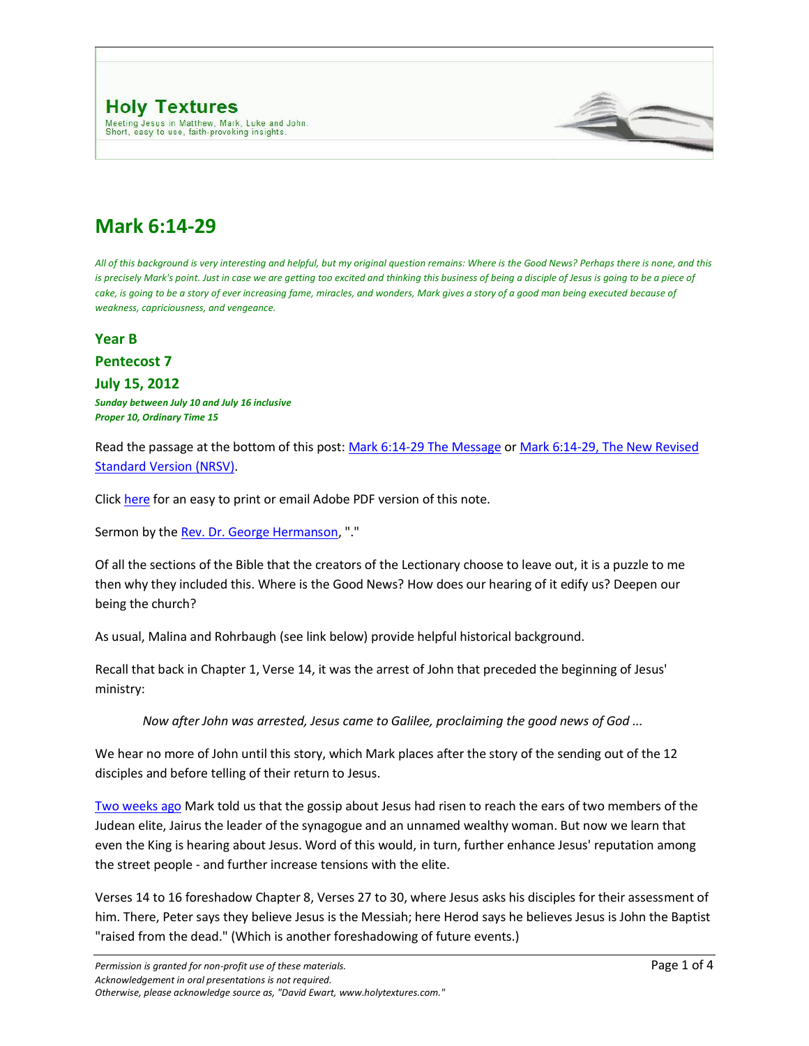**Holy Textures**

Meeting Jesus in Matthew, Mark, Luke and John.
Short, easy to use, faith-provoking insights.

# Mark 6:14-29

*All of this background is very interesting and helpful, but my original question remains: Where is the Good News? Perhaps there is none, and this is precisely Mark's point. Just in case we are getting too excited and thinking this business of being a disciple of Jesus is going to be a piece of cake, is going to be a story of ever increasing fame, miracles, and wonders, Mark gives a story of a good man being executed because of weakness, capriciousness, and vengeance.*

### Year B

### Pentecost 7

### July 15, 2012

***Sunday between July 10 and July 16 inclusive***
***Proper 10, Ordinary Time 15***

Read the passage at the bottom of this post: Mark 6:14-29 The Message or Mark 6:14-29, The New Revised Standard Version (NRSV).

Click here for an easy to print or email Adobe PDF version of this note.

Sermon by the Rev. Dr. George Hermanson, "."

Of all the sections of the Bible that the creators of the Lectionary choose to leave out, it is a puzzle to me then why they included this. Where is the Good News? How does our hearing of it edify us? Deepen our being the church?

As usual, Malina and Rohrbaugh (see link below) provide helpful historical background.

Recall that back in Chapter 1, Verse 14, it was the arrest of John that preceded the beginning of Jesus' ministry:

> *Now after John was arrested, Jesus came to Galilee, proclaiming the good news of God ...*

We hear no more of John until this story, which Mark places after the story of the sending out of the 12 disciples and before telling of their return to Jesus.

Two weeks ago Mark told us that the gossip about Jesus had risen to reach the ears of two members of the Judean elite, Jairus the leader of the synagogue and an unnamed wealthy woman. But now we learn that even the King is hearing about Jesus. Word of this would, in turn, further enhance Jesus' reputation among the street people - and further increase tensions with the elite.

Verses 14 to 16 foreshadow Chapter 8, Verses 27 to 30, where Jesus asks his disciples for their assessment of him. There, Peter says they believe Jesus is the Messiah; here Herod says he believes Jesus is John the Baptist "raised from the dead." (Which is another foreshadowing of future events.)

*Permission is granted for non-profit use of these materials.*
*Acknowledgement in oral presentations is not required.*
*Otherwise, please acknowledge source as, "David Ewart, www.holytextures.com."*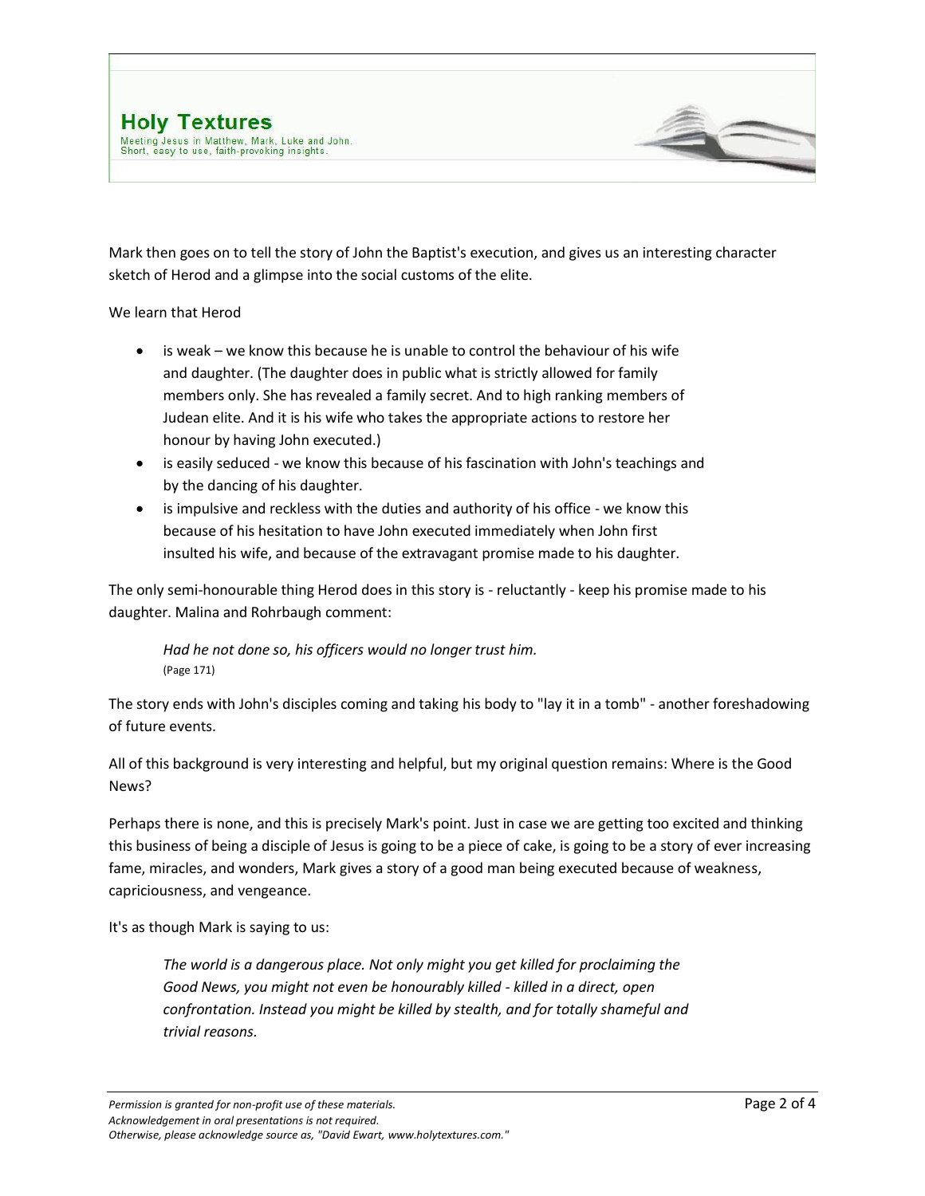Mark then goes on to tell the story of John the Baptist's execution, and gives us an interesting character sketch of Herod and a glimpse into the social customs of the elite.

We learn that Herod

- is weak – we know this because he is unable to control the behaviour of his wife and daughter. (The daughter does in public what is strictly allowed for family members only. She has revealed a family secret. And to high ranking members of Judean elite. And it is his wife who takes the appropriate actions to restore her honour by having John executed.)
- is easily seduced - we know this because of his fascination with John's teachings and by the dancing of his daughter.
- is impulsive and reckless with the duties and authority of his office - we know this because of his hesitation to have John executed immediately when John first insulted his wife, and because of the extravagant promise made to his daughter.

The only semi-honourable thing Herod does in this story is - reluctantly - keep his promise made to his daughter. Malina and Rohrbaugh comment:

> *Had he not done so, his officers would no longer trust him.*
> (Page 171)

The story ends with John's disciples coming and taking his body to "lay it in a tomb" - another foreshadowing of future events.

All of this background is very interesting and helpful, but my original question remains: Where is the Good News?

Perhaps there is none, and this is precisely Mark's point. Just in case we are getting too excited and thinking this business of being a disciple of Jesus is going to be a piece of cake, is going to be a story of ever increasing fame, miracles, and wonders, Mark gives a story of a good man being executed because of weakness, capriciousness, and vengeance.

It's as though Mark is saying to us:

> *The world is a dangerous place. Not only might you get killed for proclaiming the Good News, you might not even be honourably killed - killed in a direct, open confrontation. Instead you might be killed by stealth, and for totally shameful and trivial reasons.*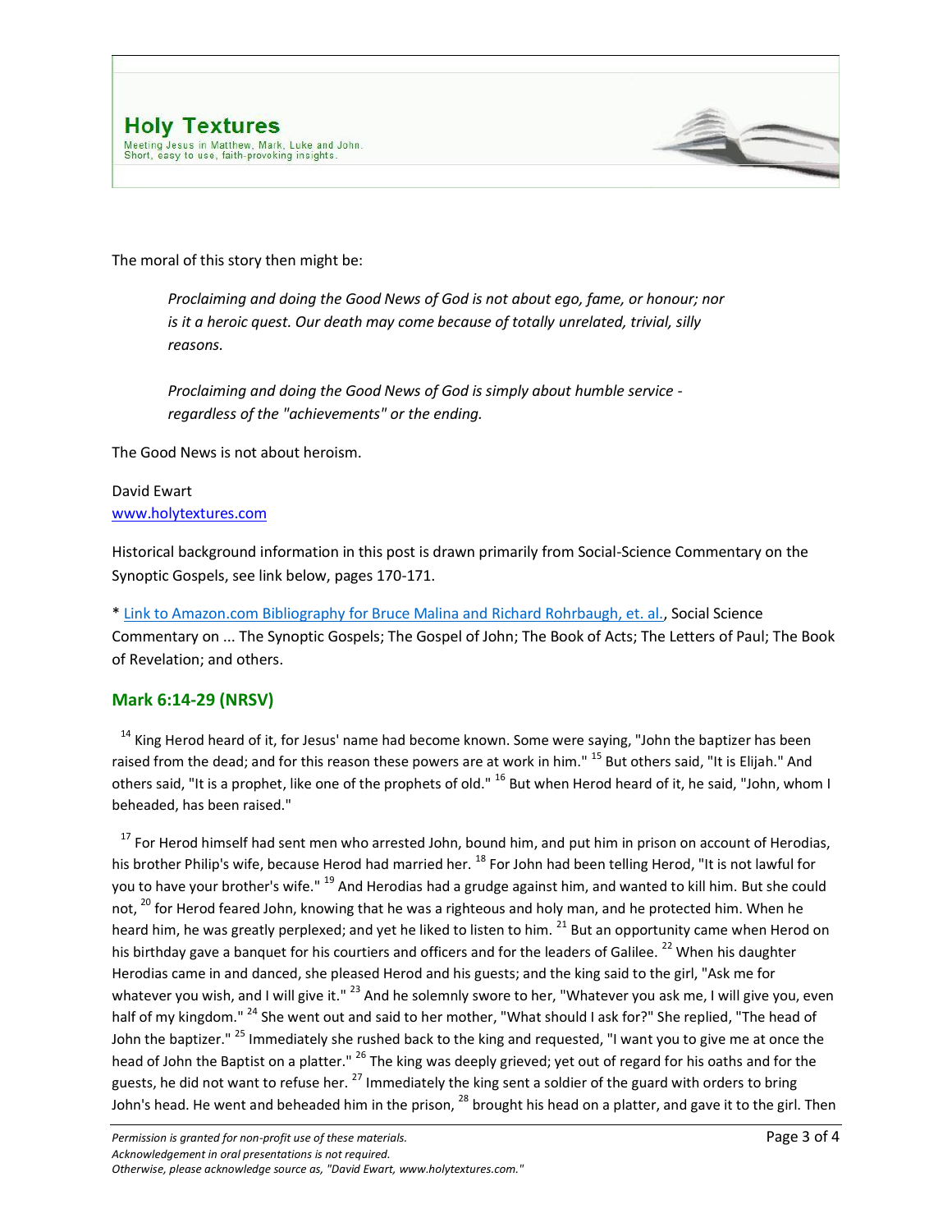The moral of this story then might be:

> *Proclaiming and doing the Good News of God is not about ego, fame, or honour; nor is it a heroic quest. Our death may come because of totally unrelated, trivial, silly reasons.*
>
> *Proclaiming and doing the Good News of God is simply about humble service - regardless of the "achievements" or the ending.*

The Good News is not about heroism.

David Ewart
[www.holytextures.com](http://www.holytextures.com)

Historical background information in this post is drawn primarily from Social-Science Commentary on the Synoptic Gospels, see link below, pages 170-171.

* [Link to Amazon.com Bibliography for Bruce Malina and Richard Rohrbaugh, et. al.](#), Social Science Commentary on ... The Synoptic Gospels; The Gospel of John; The Book of Acts; The Letters of Paul; The Book of Revelation; and others.

## Mark 6:14-29 (NRSV)

[14] King Herod heard of it, for Jesus' name had become known. Some were saying, "John the baptizer has been raised from the dead; and for this reason these powers are at work in him." [15] But others said, "It is Elijah." And others said, "It is a prophet, like one of the prophets of old." [16] But when Herod heard of it, he said, "John, whom I beheaded, has been raised."

[17] For Herod himself had sent men who arrested John, bound him, and put him in prison on account of Herodias, his brother Philip's wife, because Herod had married her. [18] For John had been telling Herod, "It is not lawful for you to have your brother's wife." [19] And Herodias had a grudge against him, and wanted to kill him. But she could not, [20] for Herod feared John, knowing that he was a righteous and holy man, and he protected him. When he heard him, he was greatly perplexed; and yet he liked to listen to him. [21] But an opportunity came when Herod on his birthday gave a banquet for his courtiers and officers and for the leaders of Galilee. [22] When his daughter Herodias came in and danced, she pleased Herod and his guests; and the king said to the girl, "Ask me for whatever you wish, and I will give it." [23] And he solemnly swore to her, "Whatever you ask me, I will give you, even half of my kingdom." [24] She went out and said to her mother, "What should I ask for?" She replied, "The head of John the baptizer." [25] Immediately she rushed back to the king and requested, "I want you to give me at once the head of John the Baptist on a platter." [26] The king was deeply grieved; yet out of regard for his oaths and for the guests, he did not want to refuse her. [27] Immediately the king sent a soldier of the guard with orders to bring John's head. He went and beheaded him in the prison, [28] brought his head on a platter, and gave it to the girl. Then

*Permission is granted for non-profit use of these materials.*
*Acknowledgement in oral presentations is not required.*
*Otherwise, please acknowledge source as, "David Ewart, www.holytextures.com."*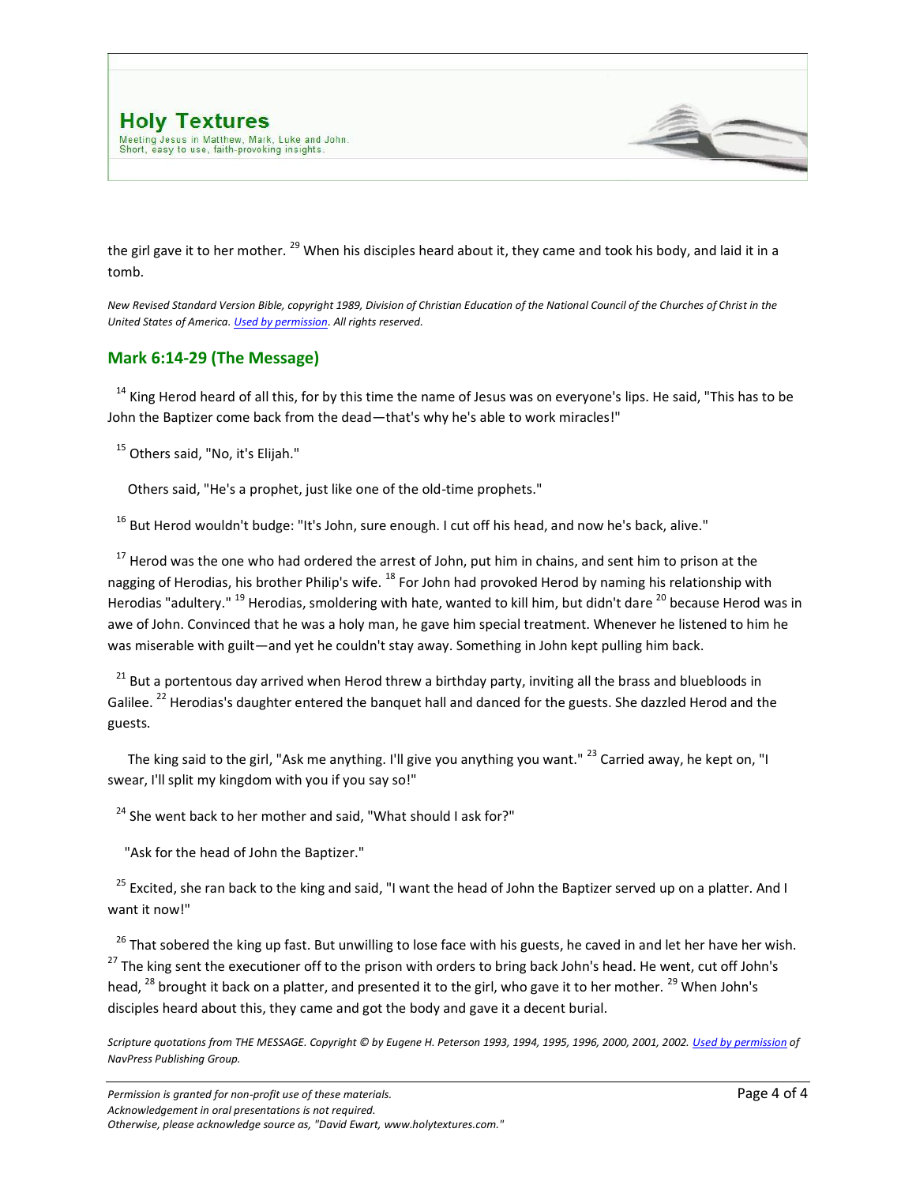the girl gave it to her mother. [29] When his disciples heard about it, they came and took his body, and laid it in a tomb.

*New Revised Standard Version Bible, copyright 1989, Division of Christian Education of the National Council of the Churches of Christ in the United States of America. Used by permission. All rights reserved.*

## Mark 6:14-29 (The Message)

[14] King Herod heard of all this, for by this time the name of Jesus was on everyone's lips. He said, "This has to be John the Baptizer come back from the dead—that's why he's able to work miracles!"

[15] Others said, "No, it's Elijah."

Others said, "He's a prophet, just like one of the old-time prophets."

[16] But Herod wouldn't budge: "It's John, sure enough. I cut off his head, and now he's back, alive."

[17] Herod was the one who had ordered the arrest of John, put him in chains, and sent him to prison at the nagging of Herodias, his brother Philip's wife. [18] For John had provoked Herod by naming his relationship with Herodias "adultery." [19] Herodias, smoldering with hate, wanted to kill him, but didn't dare [20] because Herod was in awe of John. Convinced that he was a holy man, he gave him special treatment. Whenever he listened to him he was miserable with guilt—and yet he couldn't stay away. Something in John kept pulling him back.

[21] But a portentous day arrived when Herod threw a birthday party, inviting all the brass and bluebloods in Galilee. [22] Herodias's daughter entered the banquet hall and danced for the guests. She dazzled Herod and the guests.

The king said to the girl, "Ask me anything. I'll give you anything you want." [23] Carried away, he kept on, "I swear, I'll split my kingdom with you if you say so!"

[24] She went back to her mother and said, "What should I ask for?"

"Ask for the head of John the Baptizer."

[25] Excited, she ran back to the king and said, "I want the head of John the Baptizer served up on a platter. And I want it now!"

[26] That sobered the king up fast. But unwilling to lose face with his guests, he caved in and let her have her wish. [27] The king sent the executioner off to the prison with orders to bring back John's head. He went, cut off John's head, [28] brought it back on a platter, and presented it to the girl, who gave it to her mother. [29] When John's disciples heard about this, they came and got the body and gave it a decent burial.

*Scripture quotations from THE MESSAGE. Copyright © by Eugene H. Peterson 1993, 1994, 1995, 1996, 2000, 2001, 2002. Used by permission of NavPress Publishing Group.*

*Permission is granted for non-profit use of these materials.*
*Acknowledgement in oral presentations is not required.*
*Otherwise, please acknowledge source as, "David Ewart, www.holytextures.com."*